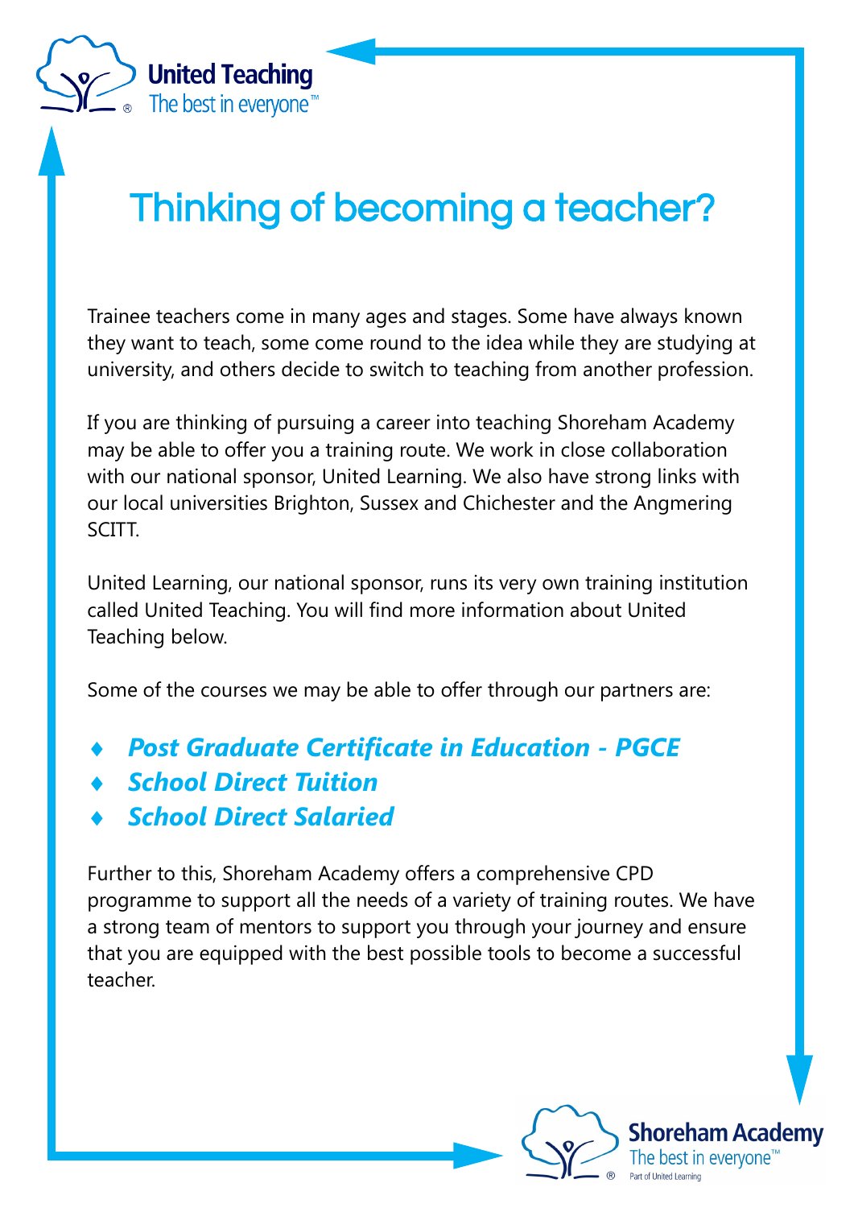United Teaching
The best in everyone™

# Thinking of becoming a teacher?

Trainee teachers come in many ages and stages. Some have always known they want to teach, some come round to the idea while they are studying at university, and others decide to switch to teaching from another profession.

If you are thinking of pursuing a career into teaching Shoreham Academy may be able to offer you a training route. We work in close collaboration with our national sponsor, United Learning. We also have strong links with our local universities Brighton, Sussex and Chichester and the Angmering SCITT.

United Learning, our national sponsor, runs its very own training institution called United Teaching. You will find more information about United Teaching below.

Some of the courses we may be able to offer through our partners are:

- ***Post Graduate Certificate in Education - PGCE***
- ***School Direct Tuition***
- ***School Direct Salaried***

Further to this, Shoreham Academy offers a comprehensive CPD programme to support all the needs of a variety of training routes. We have a strong team of mentors to support you through your journey and ensure that you are equipped with the best possible tools to become a successful teacher.

Shoreham Academy
The best in everyone™
Part of United Learning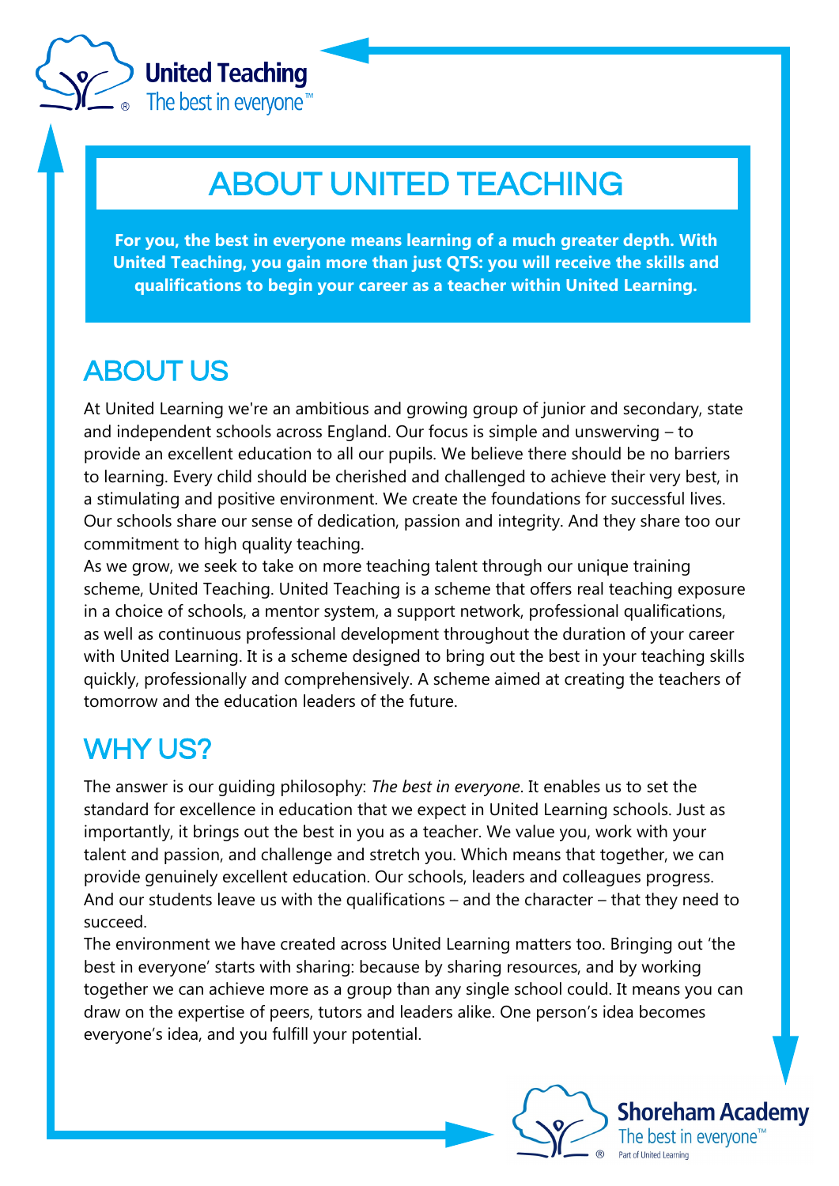United Teaching
The best in everyone™

# ABOUT UNITED TEACHING

**For you, the best in everyone means learning of a much greater depth. With United Teaching, you gain more than just QTS: you will receive the skills and qualifications to begin your career as a teacher within United Learning.**

## ABOUT US

At United Learning we're an ambitious and growing group of junior and secondary, state and independent schools across England. Our focus is simple and unswerving – to provide an excellent education to all our pupils. We believe there should be no barriers to learning. Every child should be cherished and challenged to achieve their very best, in a stimulating and positive environment. We create the foundations for successful lives. Our schools share our sense of dedication, passion and integrity. And they share too our commitment to high quality teaching.

As we grow, we seek to take on more teaching talent through our unique training scheme, United Teaching. United Teaching is a scheme that offers real teaching exposure in a choice of schools, a mentor system, a support network, professional qualifications, as well as continuous professional development throughout the duration of your career with United Learning. It is a scheme designed to bring out the best in your teaching skills quickly, professionally and comprehensively. A scheme aimed at creating the teachers of tomorrow and the education leaders of the future.

## WHY US?

The answer is our guiding philosophy: *The best in everyone*. It enables us to set the standard for excellence in education that we expect in United Learning schools. Just as importantly, it brings out the best in you as a teacher. We value you, work with your talent and passion, and challenge and stretch you. Which means that together, we can provide genuinely excellent education. Our schools, leaders and colleagues progress. And our students leave us with the qualifications – and the character – that they need to succeed.

The environment we have created across United Learning matters too. Bringing out 'the best in everyone' starts with sharing: because by sharing resources, and by working together we can achieve more as a group than any single school could. It means you can draw on the expertise of peers, tutors and leaders alike. One person's idea becomes everyone's idea, and you fulfill your potential.

Shoreham Academy
The best in everyone™
Part of United Learning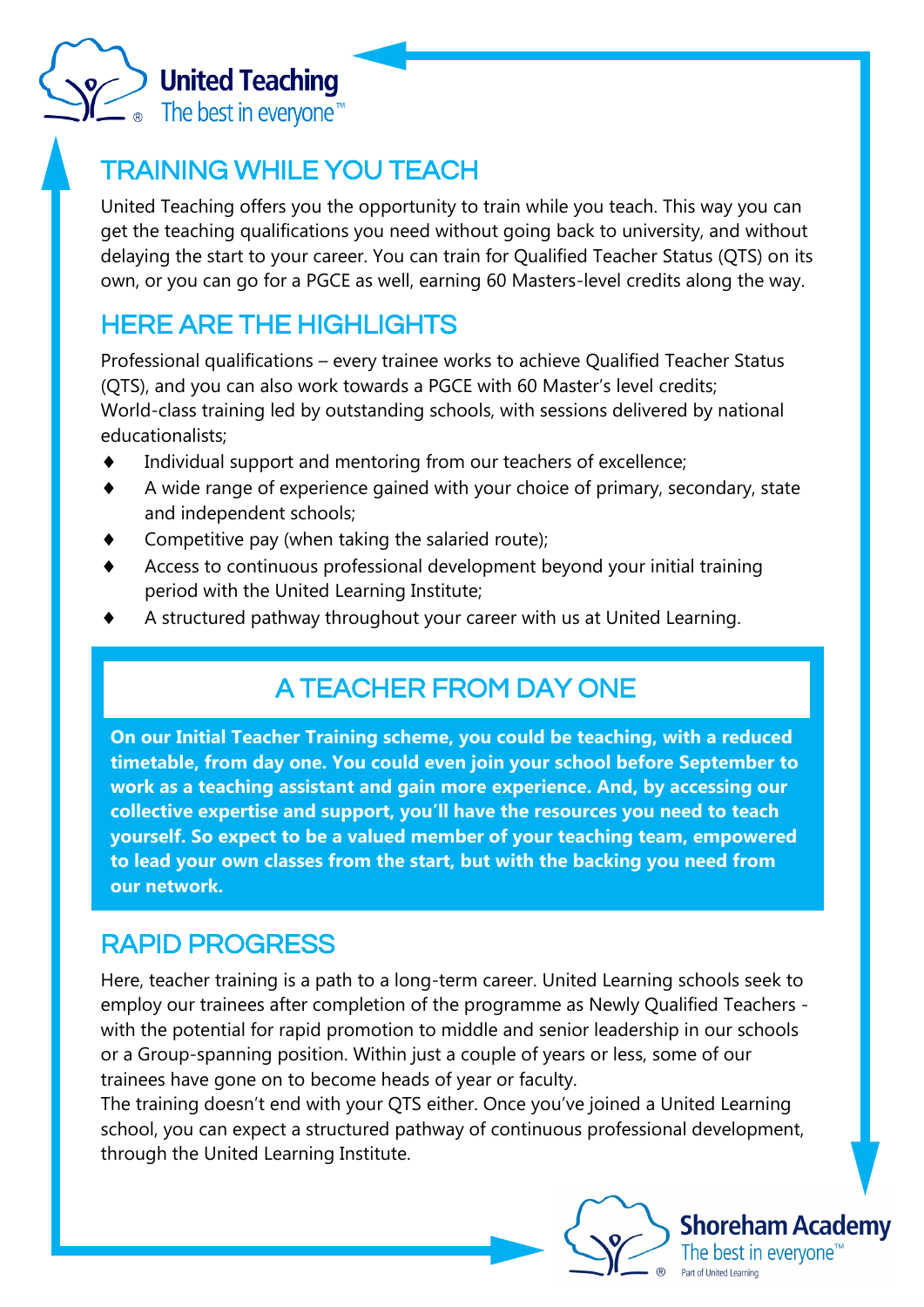United Teaching
The best in everyone™

## TRAINING WHILE YOU TEACH

United Teaching offers you the opportunity to train while you teach. This way you can get the teaching qualifications you need without going back to university, and without delaying the start to your career. You can train for Qualified Teacher Status (QTS) on its own, or you can go for a PGCE as well, earning 60 Masters-level credits along the way.

## HERE ARE THE HIGHLIGHTS

Professional qualifications – every trainee works to achieve Qualified Teacher Status (QTS), and you can also work towards a PGCE with 60 Master's level credits;
World-class training led by outstanding schools, with sessions delivered by national educationalists;

- Individual support and mentoring from our teachers of excellence;
- A wide range of experience gained with your choice of primary, secondary, state and independent schools;
- Competitive pay (when taking the salaried route);
- Access to continuous professional development beyond your initial training period with the United Learning Institute;
- A structured pathway throughout your career with us at United Learning.

## A TEACHER FROM DAY ONE

**On our Initial Teacher Training scheme, you could be teaching, with a reduced timetable, from day one. You could even join your school before September to work as a teaching assistant and gain more experience. And, by accessing our collective expertise and support, you'll have the resources you need to teach yourself. So expect to be a valued member of your teaching team, empowered to lead your own classes from the start, but with the backing you need from our network.**

## RAPID PROGRESS

Here, teacher training is a path to a long-term career. United Learning schools seek to employ our trainees after completion of the programme as Newly Qualified Teachers - with the potential for rapid promotion to middle and senior leadership in our schools or a Group-spanning position. Within just a couple of years or less, some of our trainees have gone on to become heads of year or faculty.
The training doesn't end with your QTS either. Once you've joined a United Learning school, you can expect a structured pathway of continuous professional development, through the United Learning Institute.

Shoreham Academy
The best in everyone™
Part of United Learning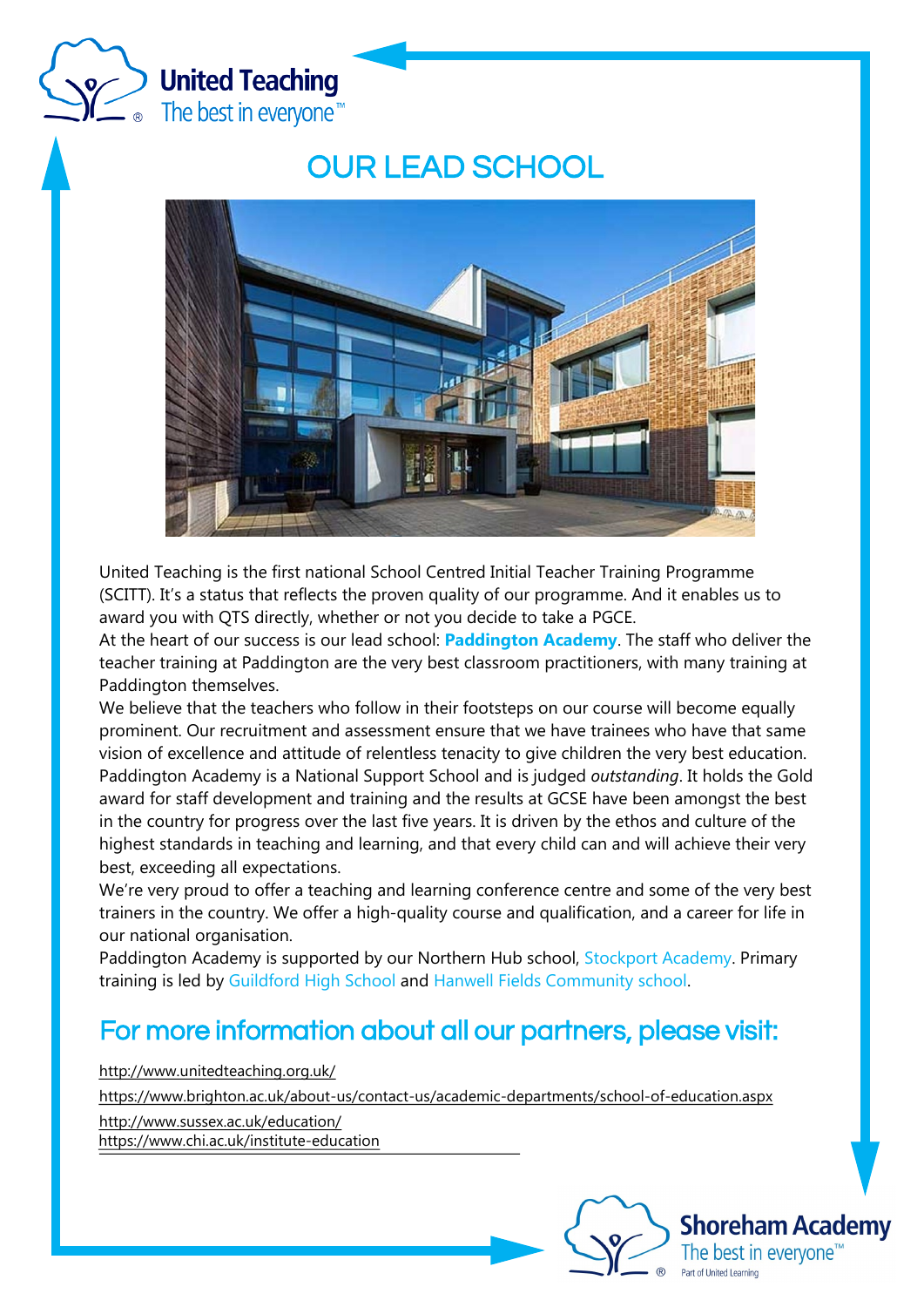United Teaching
The best in everyone™

# OUR LEAD SCHOOL

United Teaching is the first national School Centred Initial Teacher Training Programme (SCITT). It's a status that reflects the proven quality of our programme. And it enables us to award you with QTS directly, whether or not you decide to take a PGCE.

At the heart of our success is our lead school: **Paddington Academy**. The staff who deliver the teacher training at Paddington are the very best classroom practitioners, with many training at Paddington themselves.

We believe that the teachers who follow in their footsteps on our course will become equally prominent. Our recruitment and assessment ensure that we have trainees who have that same vision of excellence and attitude of relentless tenacity to give children the very best education.

Paddington Academy is a National Support School and is judged *outstanding*. It holds the Gold award for staff development and training and the results at GCSE have been amongst the best in the country for progress over the last five years. It is driven by the ethos and culture of the highest standards in teaching and learning, and that every child can and will achieve their very best, exceeding all expectations.

We're very proud to offer a teaching and learning conference centre and some of the very best trainers in the country. We offer a high-quality course and qualification, and a career for life in our national organisation.

Paddington Academy is supported by our Northern Hub school, Stockport Academy. Primary training is led by Guildford High School and Hanwell Fields Community school.

## For more information about all our partners, please visit:

http://www.unitedteaching.org.uk/

https://www.brighton.ac.uk/about-us/contact-us/academic-departments/school-of-education.aspx

http://www.sussex.ac.uk/education/

https://www.chi.ac.uk/institute-education

Shoreham Academy
The best in everyone™
Part of United Learning